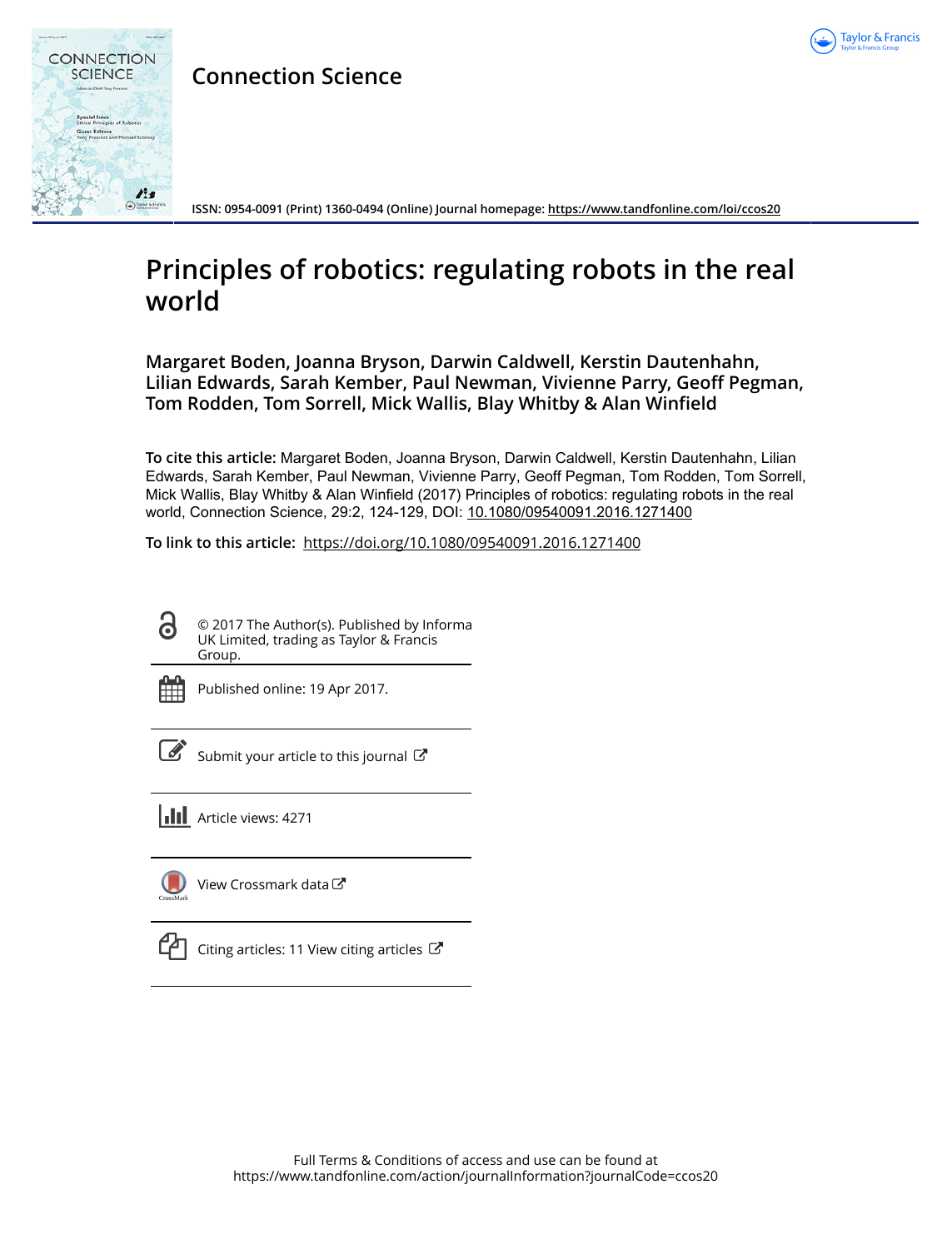Connection Science

ISSN: 0954-0091 (Print) 1360-0494 (Online) Journal homepage: https://www.tandfonline.com/loi/ccos20

# Principles of robotics: regulating robots in the real world

**Margaret Boden, Joanna Bryson, Darwin Caldwell, Kerstin Dautenhahn, Lilian Edwards, Sarah Kember, Paul Newman, Vivienne Parry, Geoff Pegman, Tom Rodden, Tom Sorrell, Mick Wallis, Blay Whitby & Alan Winfield**

**To cite this article:** Margaret Boden, Joanna Bryson, Darwin Caldwell, Kerstin Dautenhahn, Lilian Edwards, Sarah Kember, Paul Newman, Vivienne Parry, Geoff Pegman, Tom Rodden, Tom Sorrell, Mick Wallis, Blay Whitby & Alan Winfield (2017) Principles of robotics: regulating robots in the real world, Connection Science, 29:2, 124-129, DOI: 10.1080/09540091.2016.1271400

**To link to this article:** https://doi.org/10.1080/09540091.2016.1271400

© 2017 The Author(s). Published by Informa UK Limited, trading as Taylor & Francis Group.

Published online: 19 Apr 2017.

Submit your article to this journal

Article views: 4271

View Crossmark data

Citing articles: 11 View citing articles

Full Terms & Conditions of access and use can be found at https://www.tandfonline.com/action/journalInformation?journalCode=ccos20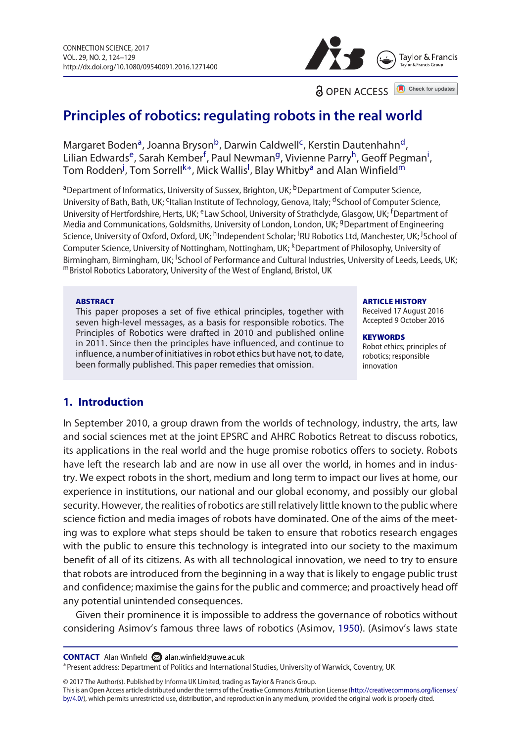# Principles of robotics: regulating robots in the real world

Margaret Boden[a], Joanna Bryson[b], Darwin Caldwell[c], Kerstin Dautenhahn[d], Lilian Edwards[e], Sarah Kember[f], Paul Newman[g], Vivienne Parry[h], Geoff Pegman[i], Tom Rodden[j], Tom Sorrell[k*], Mick Wallis[l], Blay Whitby[a] and Alan Winfield[m]

[a]Department of Informatics, University of Sussex, Brighton, UK; [b]Department of Computer Science, University of Bath, Bath, UK; [c]Italian Institute of Technology, Genova, Italy; [d]School of Computer Science, University of Hertfordshire, Herts, UK; [e]Law School, University of Strathclyde, Glasgow, UK; [f]Department of Media and Communications, Goldsmiths, University of London, London, UK; [g]Department of Engineering Science, University of Oxford, Oxford, UK; [h]Independent Scholar; [i]RU Robotics Ltd, Manchester, UK; [j]School of Computer Science, University of Nottingham, Nottingham, UK; [k]Department of Philosophy, University of Birmingham, Birmingham, UK; [l]School of Performance and Cultural Industries, University of Leeds, Leeds, UK; [m]Bristol Robotics Laboratory, University of the West of England, Bristol, UK

**ABSTRACT**

This paper proposes a set of five ethical principles, together with seven high-level messages, as a basis for responsible robotics. The Principles of Robotics were drafted in 2010 and published online in 2011. Since then the principles have influenced, and continue to influence, a number of initiatives in robot ethics but have not, to date, been formally published. This paper remedies that omission.

**ARTICLE HISTORY**

Received 17 August 2016
Accepted 9 October 2016

**KEYWORDS**

Robot ethics; principles of robotics; responsible innovation

## 1. Introduction

In September 2010, a group drawn from the worlds of technology, industry, the arts, law and social sciences met at the joint EPSRC and AHRC Robotics Retreat to discuss robotics, its applications in the real world and the huge promise robotics offers to society. Robots have left the research lab and are now in use all over the world, in homes and in industry. We expect robots in the short, medium and long term to impact our lives at home, our experience in institutions, our national and our global economy, and possibly our global security. However, the realities of robotics are still relatively little known to the public where science fiction and media images of robots have dominated. One of the aims of the meeting was to explore what steps should be taken to ensure that robotics research engages with the public to ensure this technology is integrated into our society to the maximum benefit of all of its citizens. As with all technological innovation, we need to try to ensure that robots are introduced from the beginning in a way that is likely to engage public trust and confidence; maximise the gains for the public and commerce; and proactively head off any potential unintended consequences.

Given their prominence it is impossible to address the governance of robotics without considering Asimov's famous three laws of robotics (Asimov, 1950). (Asimov's laws state

**CONTACT** Alan Winfield alan.winfield@uwe.ac.uk

*Present address: Department of Politics and International Studies, University of Warwick, Coventry, UK

© 2017 The Author(s). Published by Informa UK Limited, trading as Taylor & Francis Group.
This is an Open Access article distributed under the terms of the Creative Commons Attribution License (http://creativecommons.org/licenses/by/4.0/), which permits unrestricted use, distribution, and reproduction in any medium, provided the original work is properly cited.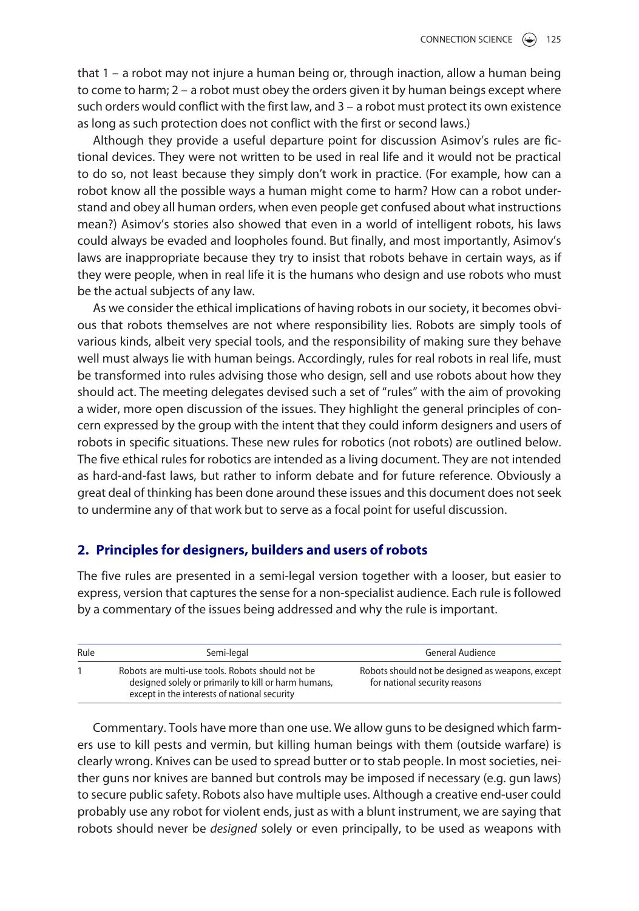that 1 – a robot may not injure a human being or, through inaction, allow a human being to come to harm; 2 – a robot must obey the orders given it by human beings except where such orders would conflict with the first law, and 3 – a robot must protect its own existence as long as such protection does not conflict with the first or second laws.)

Although they provide a useful departure point for discussion Asimov's rules are fictional devices. They were not written to be used in real life and it would not be practical to do so, not least because they simply don't work in practice. (For example, how can a robot know all the possible ways a human might come to harm? How can a robot understand and obey all human orders, when even people get confused about what instructions mean?) Asimov's stories also showed that even in a world of intelligent robots, his laws could always be evaded and loopholes found. But finally, and most importantly, Asimov's laws are inappropriate because they try to insist that robots behave in certain ways, as if they were people, when in real life it is the humans who design and use robots who must be the actual subjects of any law.

As we consider the ethical implications of having robots in our society, it becomes obvious that robots themselves are not where responsibility lies. Robots are simply tools of various kinds, albeit very special tools, and the responsibility of making sure they behave well must always lie with human beings. Accordingly, rules for real robots in real life, must be transformed into rules advising those who design, sell and use robots about how they should act. The meeting delegates devised such a set of "rules" with the aim of provoking a wider, more open discussion of the issues. They highlight the general principles of concern expressed by the group with the intent that they could inform designers and users of robots in specific situations. These new rules for robotics (not robots) are outlined below. The five ethical rules for robotics are intended as a living document. They are not intended as hard-and-fast laws, but rather to inform debate and for future reference. Obviously a great deal of thinking has been done around these issues and this document does not seek to undermine any of that work but to serve as a focal point for useful discussion.

## 2. Principles for designers, builders and users of robots

The five rules are presented in a semi-legal version together with a looser, but easier to express, version that captures the sense for a non-specialist audience. Each rule is followed by a commentary of the issues being addressed and why the rule is important.

| Rule | Semi-legal | General Audience |
|---|---|---|
| 1 | Robots are multi-use tools. Robots should not be designed solely or primarily to kill or harm humans, except in the interests of national security | Robots should not be designed as weapons, except for national security reasons |

Commentary. Tools have more than one use. We allow guns to be designed which farmers use to kill pests and vermin, but killing human beings with them (outside warfare) is clearly wrong. Knives can be used to spread butter or to stab people. In most societies, neither guns nor knives are banned but controls may be imposed if necessary (e.g. gun laws) to secure public safety. Robots also have multiple uses. Although a creative end-user could probably use any robot for violent ends, just as with a blunt instrument, we are saying that robots should never be *designed* solely or even principally, to be used as weapons with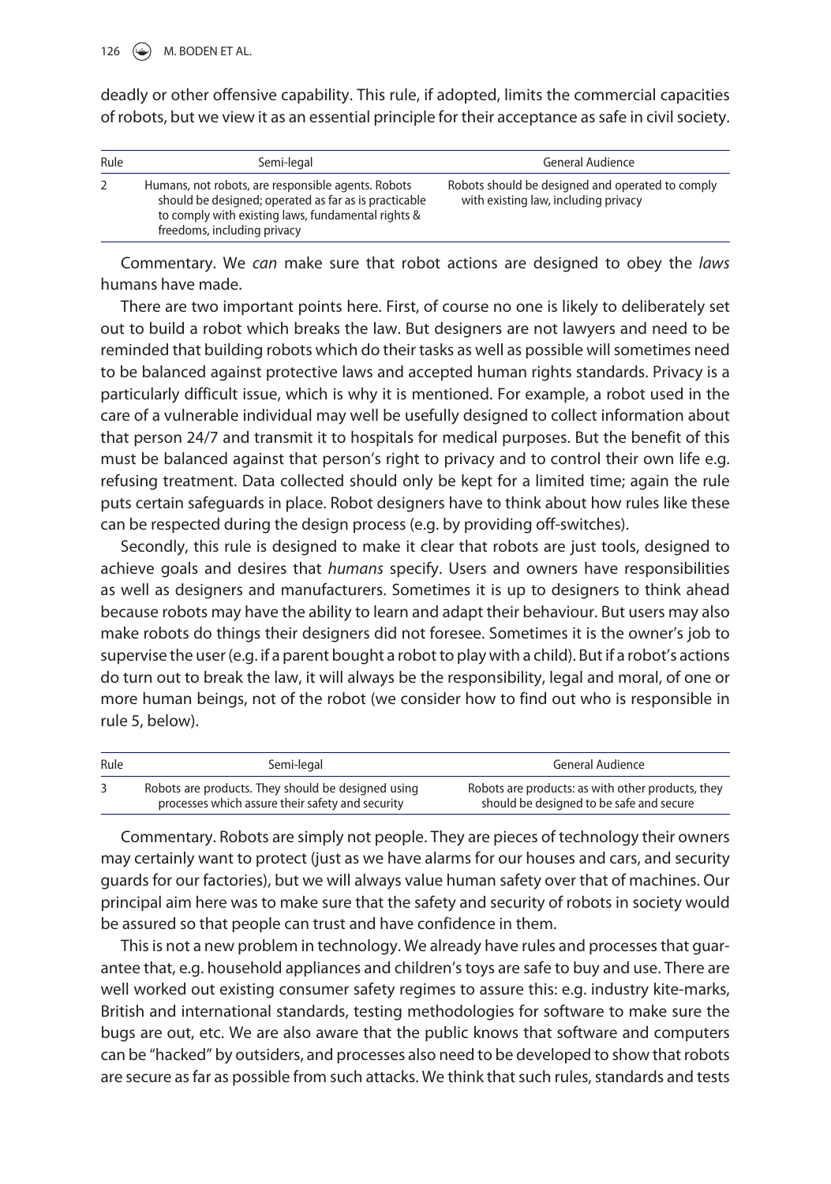deadly or other offensive capability. This rule, if adopted, limits the commercial capacities of robots, but we view it as an essential principle for their acceptance as safe in civil society.

| Rule | Semi-legal | General Audience |
| --- | --- | --- |
| 2 | Humans, not robots, are responsible agents. Robots should be designed; operated as far as is practicable to comply with existing laws, fundamental rights & freedoms, including privacy | Robots should be designed and operated to comply with existing law, including privacy |

Commentary. We *can* make sure that robot actions are designed to obey the *laws* humans have made.

There are two important points here. First, of course no one is likely to deliberately set out to build a robot which breaks the law. But designers are not lawyers and need to be reminded that building robots which do their tasks as well as possible will sometimes need to be balanced against protective laws and accepted human rights standards. Privacy is a particularly difficult issue, which is why it is mentioned. For example, a robot used in the care of a vulnerable individual may well be usefully designed to collect information about that person 24/7 and transmit it to hospitals for medical purposes. But the benefit of this must be balanced against that person's right to privacy and to control their own life e.g. refusing treatment. Data collected should only be kept for a limited time; again the rule puts certain safeguards in place. Robot designers have to think about how rules like these can be respected during the design process (e.g. by providing off-switches).

Secondly, this rule is designed to make it clear that robots are just tools, designed to achieve goals and desires that *humans* specify. Users and owners have responsibilities as well as designers and manufacturers. Sometimes it is up to designers to think ahead because robots may have the ability to learn and adapt their behaviour. But users may also make robots do things their designers did not foresee. Sometimes it is the owner's job to supervise the user (e.g. if a parent bought a robot to play with a child). But if a robot's actions do turn out to break the law, it will always be the responsibility, legal and moral, of one or more human beings, not of the robot (we consider how to find out who is responsible in rule 5, below).

| Rule | Semi-legal | General Audience |
| --- | --- | --- |
| 3 | Robots are products. They should be designed using processes which assure their safety and security | Robots are products: as with other products, they should be designed to be safe and secure |

Commentary. Robots are simply not people. They are pieces of technology their owners may certainly want to protect (just as we have alarms for our houses and cars, and security guards for our factories), but we will always value human safety over that of machines. Our principal aim here was to make sure that the safety and security of robots in society would be assured so that people can trust and have confidence in them.

This is not a new problem in technology. We already have rules and processes that guarantee that, e.g. household appliances and children's toys are safe to buy and use. There are well worked out existing consumer safety regimes to assure this: e.g. industry kite-marks, British and international standards, testing methodologies for software to make sure the bugs are out, etc. We are also aware that the public knows that software and computers can be "hacked" by outsiders, and processes also need to be developed to show that robots are secure as far as possible from such attacks. We think that such rules, standards and tests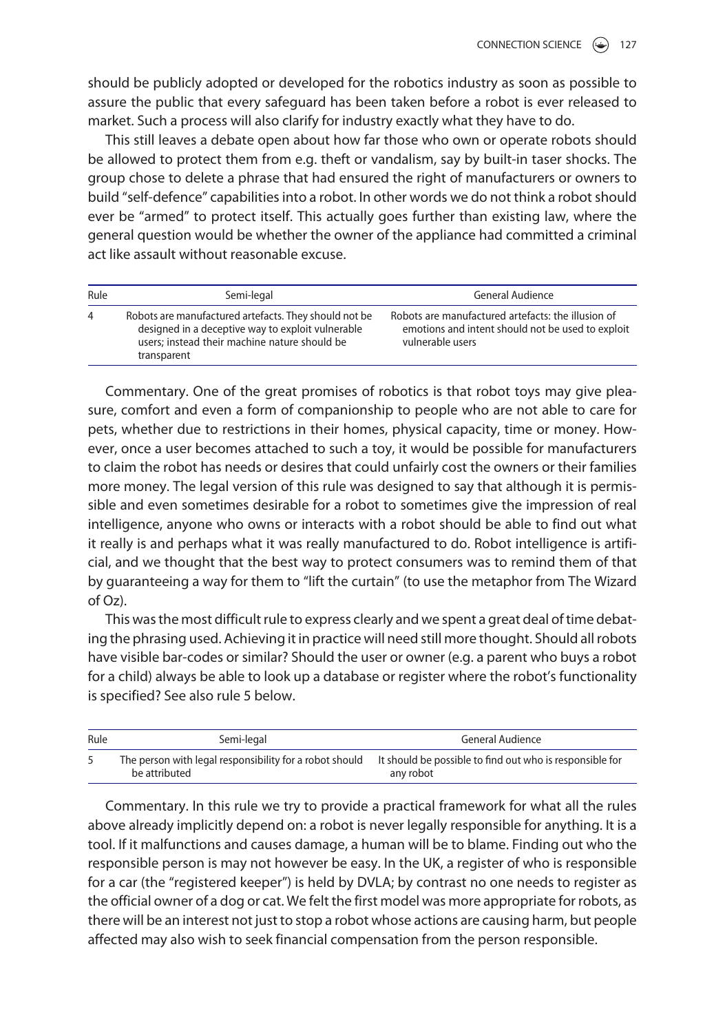should be publicly adopted or developed for the robotics industry as soon as possible to assure the public that every safeguard has been taken before a robot is ever released to market. Such a process will also clarify for industry exactly what they have to do.

This still leaves a debate open about how far those who own or operate robots should be allowed to protect them from e.g. theft or vandalism, say by built-in taser shocks. The group chose to delete a phrase that had ensured the right of manufacturers or owners to build "self-defence" capabilities into a robot. In other words we do not think a robot should ever be "armed" to protect itself. This actually goes further than existing law, where the general question would be whether the owner of the appliance had committed a criminal act like assault without reasonable excuse.

| Rule | Semi-legal | General Audience |
|---|---|---|
| 4 | Robots are manufactured artefacts. They should not be designed in a deceptive way to exploit vulnerable users; instead their machine nature should be transparent | Robots are manufactured artefacts: the illusion of emotions and intent should not be used to exploit vulnerable users |

Commentary. One of the great promises of robotics is that robot toys may give pleasure, comfort and even a form of companionship to people who are not able to care for pets, whether due to restrictions in their homes, physical capacity, time or money. However, once a user becomes attached to such a toy, it would be possible for manufacturers to claim the robot has needs or desires that could unfairly cost the owners or their families more money. The legal version of this rule was designed to say that although it is permissible and even sometimes desirable for a robot to sometimes give the impression of real intelligence, anyone who owns or interacts with a robot should be able to find out what it really is and perhaps what it was really manufactured to do. Robot intelligence is artificial, and we thought that the best way to protect consumers was to remind them of that by guaranteeing a way for them to "lift the curtain" (to use the metaphor from The Wizard of Oz).

This was the most difficult rule to express clearly and we spent a great deal of time debating the phrasing used. Achieving it in practice will need still more thought. Should all robots have visible bar-codes or similar? Should the user or owner (e.g. a parent who buys a robot for a child) always be able to look up a database or register where the robot's functionality is specified? See also rule 5 below.

| Rule | Semi-legal | General Audience |
|---|---|---|
| 5 | The person with legal responsibility for a robot should be attributed | It should be possible to find out who is responsible for any robot |

Commentary. In this rule we try to provide a practical framework for what all the rules above already implicitly depend on: a robot is never legally responsible for anything. It is a tool. If it malfunctions and causes damage, a human will be to blame. Finding out who the responsible person is may not however be easy. In the UK, a register of who is responsible for a car (the "registered keeper") is held by DVLA; by contrast no one needs to register as the official owner of a dog or cat. We felt the first model was more appropriate for robots, as there will be an interest not just to stop a robot whose actions are causing harm, but people affected may also wish to seek financial compensation from the person responsible.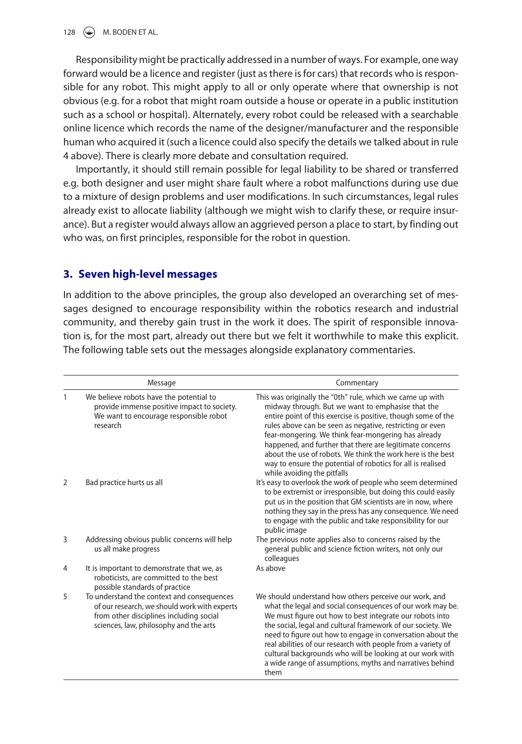Responsibility might be practically addressed in a number of ways. For example, one way forward would be a licence and register (just as there is for cars) that records who is responsible for any robot. This might apply to all or only operate where that ownership is not obvious (e.g. for a robot that might roam outside a house or operate in a public institution such as a school or hospital). Alternately, every robot could be released with a searchable online licence which records the name of the designer/manufacturer and the responsible human who acquired it (such a licence could also specify the details we talked about in rule 4 above). There is clearly more debate and consultation required.

Importantly, it should still remain possible for legal liability to be shared or transferred e.g. both designer and user might share fault where a robot malfunctions during use due to a mixture of design problems and user modifications. In such circumstances, legal rules already exist to allocate liability (although we might wish to clarify these, or require insurance). But a register would always allow an aggrieved person a place to start, by finding out who was, on first principles, responsible for the robot in question.

## 3. Seven high-level messages

In addition to the above principles, the group also developed an overarching set of messages designed to encourage responsibility within the robotics research and industrial community, and thereby gain trust in the work it does. The spirit of responsible innovation is, for the most part, already out there but we felt it worthwhile to make this explicit. The following table sets out the messages alongside explanatory commentaries.

| | Message | Commentary |
|---|---|---|
| 1 | We believe robots have the potential to provide immense positive impact to society. We want to encourage responsible robot research | This was originally the "0th" rule, which we came up with midway through. But we want to emphasise that the entire point of this exercise is positive, though some of the rules above can be seen as negative, restricting or even fear-mongering. We think fear-mongering has already happened, and further that there are legitimate concerns about the use of robots. We think the work here is the best way to ensure the potential of robotics for all is realised while avoiding the pitfalls |
| 2 | Bad practice hurts us all | It's easy to overlook the work of people who seem determined to be extremist or irresponsible, but doing this could easily put us in the position that GM scientists are in now, where nothing they say in the press has any consequence. We need to engage with the public and take responsibility for our public image |
| 3 | Addressing obvious public concerns will help us all make progress | The previous note applies also to concerns raised by the general public and science fiction writers, not only our colleagues |
| 4 | It is important to demonstrate that we, as roboticists, are committed to the best possible standards of practice | As above |
| 5 | To understand the context and consequences of our research, we should work with experts from other disciplines including social sciences, law, philosophy and the arts | We should understand how others perceive our work, and what the legal and social consequences of our work may be. We must figure out how to best integrate our robots into the social, legal and cultural framework of our society. We need to figure out how to engage in conversation about the real abilities of our research with people from a variety of cultural backgrounds who will be looking at our work with a wide range of assumptions, myths and narratives behind them |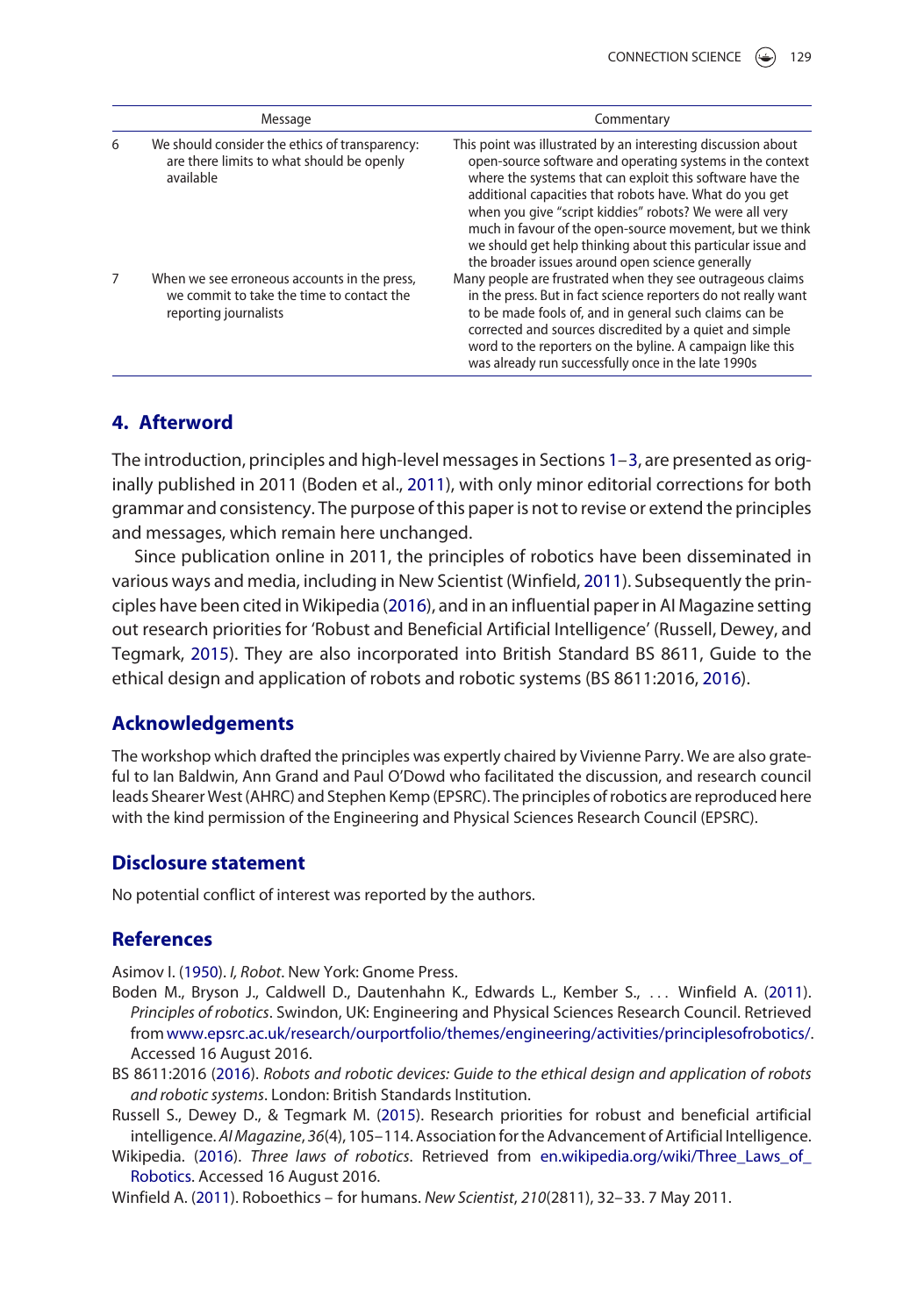| | Message | Commentary |
|---|---|---|
| 6 | We should consider the ethics of transparency: are there limits to what should be openly available | This point was illustrated by an interesting discussion about open-source software and operating systems in the context where the systems that can exploit this software have the additional capacities that robots have. What do you get when you give "script kiddies" robots? We were all very much in favour of the open-source movement, but we think we should get help thinking about this particular issue and the broader issues around open science generally |
| 7 | When we see erroneous accounts in the press, we commit to take the time to contact the reporting journalists | Many people are frustrated when they see outrageous claims in the press. But in fact science reporters do not really want to be made fools of, and in general such claims can be corrected and sources discredited by a quiet and simple word to the reporters on the byline. A campaign like this was already run successfully once in the late 1990s |

## 4. Afterword

The introduction, principles and high-level messages in Sections 1–3, are presented as originally published in 2011 (Boden et al., 2011), with only minor editorial corrections for both grammar and consistency. The purpose of this paper is not to revise or extend the principles and messages, which remain here unchanged.

Since publication online in 2011, the principles of robotics have been disseminated in various ways and media, including in New Scientist (Winfield, 2011). Subsequently the principles have been cited in Wikipedia (2016), and in an influential paper in AI Magazine setting out research priorities for 'Robust and Beneficial Artificial Intelligence' (Russell, Dewey, and Tegmark, 2015). They are also incorporated into British Standard BS 8611, Guide to the ethical design and application of robots and robotic systems (BS 8611:2016, 2016).

## Acknowledgements

The workshop which drafted the principles was expertly chaired by Vivienne Parry. We are also grateful to Ian Baldwin, Ann Grand and Paul O'Dowd who facilitated the discussion, and research council leads Shearer West (AHRC) and Stephen Kemp (EPSRC). The principles of robotics are reproduced here with the kind permission of the Engineering and Physical Sciences Research Council (EPSRC).

## Disclosure statement

No potential conflict of interest was reported by the authors.

## References

Asimov I. (1950). *I, Robot*. New York: Gnome Press.

Boden M., Bryson J., Caldwell D., Dautenhahn K., Edwards L., Kember S., ... Winfield A. (2011). *Principles of robotics*. Swindon, UK: Engineering and Physical Sciences Research Council. Retrieved from www.epsrc.ac.uk/research/ourportfolio/themes/engineering/activities/principlesofrobotics/. Accessed 16 August 2016.

BS 8611:2016 (2016). *Robots and robotic devices: Guide to the ethical design and application of robots and robotic systems*. London: British Standards Institution.

Russell S., Dewey D., & Tegmark M. (2015). Research priorities for robust and beneficial artificial intelligence. *AI Magazine*, *36*(4), 105–114. Association for the Advancement of Artificial Intelligence.

Wikipedia. (2016). *Three laws of robotics*. Retrieved from en.wikipedia.org/wiki/Three_Laws_of_Robotics. Accessed 16 August 2016.

Winfield A. (2011). Roboethics – for humans. *New Scientist*, *210*(2811), 32–33. 7 May 2011.